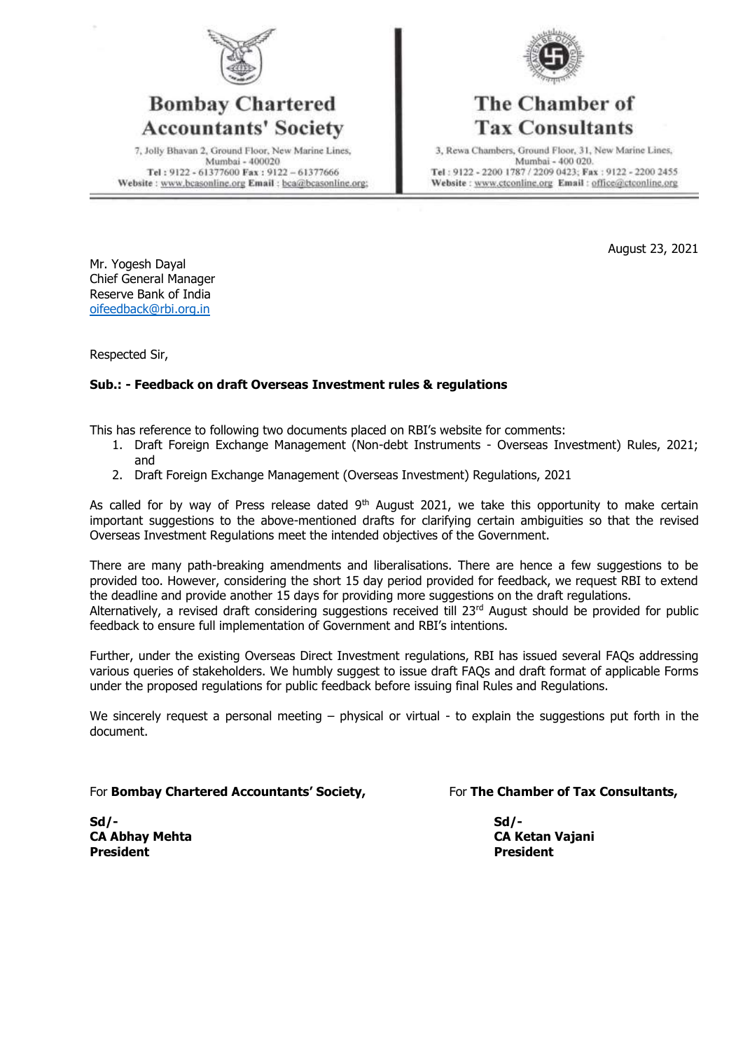**Bombay Chartered Accountants' Society**

7, Jolly Bhavan 2, Ground Floor, New Marine Lines, Mumbai - 400020
**Tel :** 9122 - 61377600 **Fax :** 9122 – 61377666
**Website :** www.bcasonline.org **Email :** bca@bcasonline.org

**The Chamber of Tax Consultants**

3, Rewa Chambers, Ground Floor, 31, New Marine Lines, Mumbai - 400 020.
**Tel :** 9122 - 2200 1787 / 2209 0423; **Fax :** 9122 - 2200 2455
**Website :** www.ctconline.org **Email :** office@ctconline.org

August 23, 2021

Mr. Yogesh Dayal
Chief General Manager
Reserve Bank of India
oifeedback@rbi.org.in

Respected Sir,

**Sub.: - Feedback on draft Overseas Investment rules & regulations**

This has reference to following two documents placed on RBI's website for comments:

1. Draft Foreign Exchange Management (Non-debt Instruments - Overseas Investment) Rules, 2021; and
2. Draft Foreign Exchange Management (Overseas Investment) Regulations, 2021

As called for by way of Press release dated 9th August 2021, we take this opportunity to make certain important suggestions to the above-mentioned drafts for clarifying certain ambiguities so that the revised Overseas Investment Regulations meet the intended objectives of the Government.

There are many path-breaking amendments and liberalisations. There are hence a few suggestions to be provided too. However, considering the short 15 day period provided for feedback, we request RBI to extend the deadline and provide another 15 days for providing more suggestions on the draft regulations.
Alternatively, a revised draft considering suggestions received till 23rd August should be provided for public feedback to ensure full implementation of Government and RBI's intentions.

Further, under the existing Overseas Direct Investment regulations, RBI has issued several FAQs addressing various queries of stakeholders. We humbly suggest to issue draft FAQs and draft format of applicable Forms under the proposed regulations for public feedback before issuing final Rules and Regulations.

We sincerely request a personal meeting – physical or virtual - to explain the suggestions put forth in the document.

For **Bombay Chartered Accountants' Society,**

**Sd/-**
**CA Abhay Mehta**
**President**

For **The Chamber of Tax Consultants,**

**Sd/-**
**CA Ketan Vajani**
**President**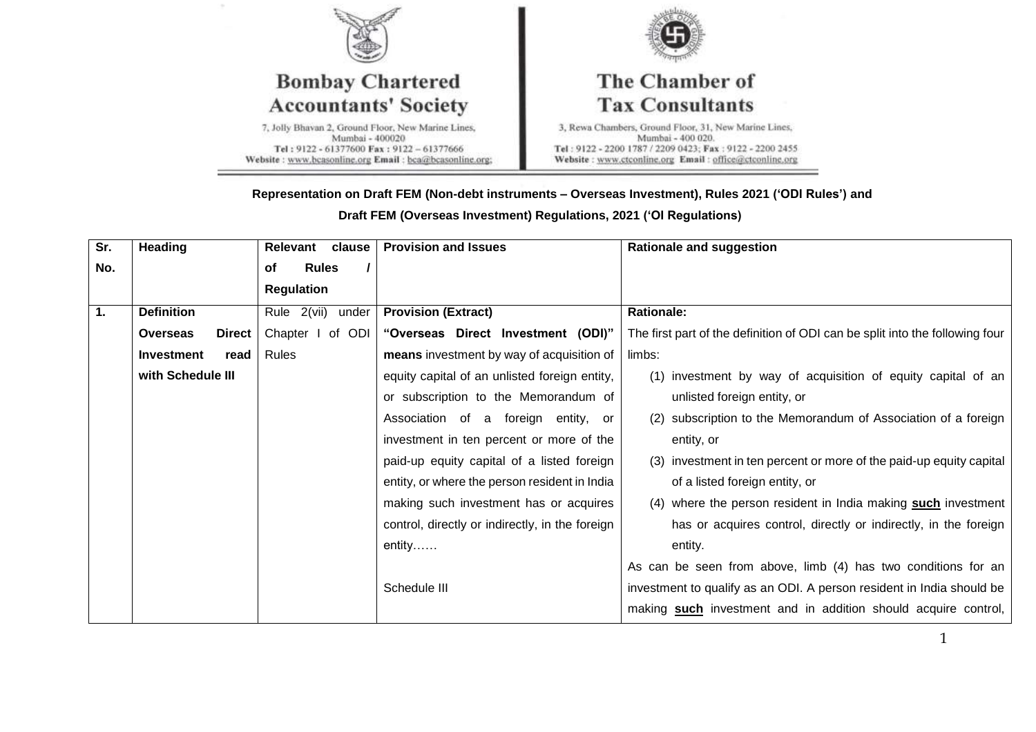**Bombay Chartered Accountants' Society**

7, Jolly Bhavan 2, Ground Floor, New Marine Lines, Mumbai - 400020
Tel : 9122 - 61377600 Fax : 9122 – 61377666
Website : www.bcasonline.org Email : bca@bcasonline.org

**The Chamber of Tax Consultants**

3, Rewa Chambers, Ground Floor, 31, New Marine Lines, Mumbai - 400 020.
Tel : 9122 - 2200 1787 / 2209 0423; Fax : 9122 - 2200 2455
Website : www.ctconline.org Email : office@ctconline.org

**Representation on Draft FEM (Non-debt instruments – Overseas Investment), Rules 2021 ('ODI Rules') and Draft FEM (Overseas Investment) Regulations, 2021 ('OI Regulations)**

| Sr. No. | Heading | Relevant clause of Rules / Regulation | Provision and Issues | Rationale and suggestion |
|---|---|---|---|---|
| 1. | **Definition Overseas Direct Investment read with Schedule III** | Rule 2(vii) under Chapter I of ODI Rules | **Provision (Extract)**<br><br>**"Overseas Direct Investment (ODI)" means** investment by way of acquisition of equity capital of an unlisted foreign entity, or subscription to the Memorandum of Association of a foreign entity, or investment in ten percent or more of the paid-up equity capital of a listed foreign entity, or where the person resident in India making such investment has or acquires control, directly or indirectly, in the foreign entity……<br><br>Schedule III | **Rationale:**<br><br>The first part of the definition of ODI can be split into the following four limbs:<br><br>(1) investment by way of acquisition of equity capital of an unlisted foreign entity, or<br>(2) subscription to the Memorandum of Association of a foreign entity, or<br>(3) investment in ten percent or more of the paid-up equity capital of a listed foreign entity, or<br>(4) where the person resident in India making **such** investment has or acquires control, directly or indirectly, in the foreign entity.<br><br>As can be seen from above, limb (4) has two conditions for an investment to qualify as an ODI. A person resident in India should be making **such** investment and in addition should acquire control, |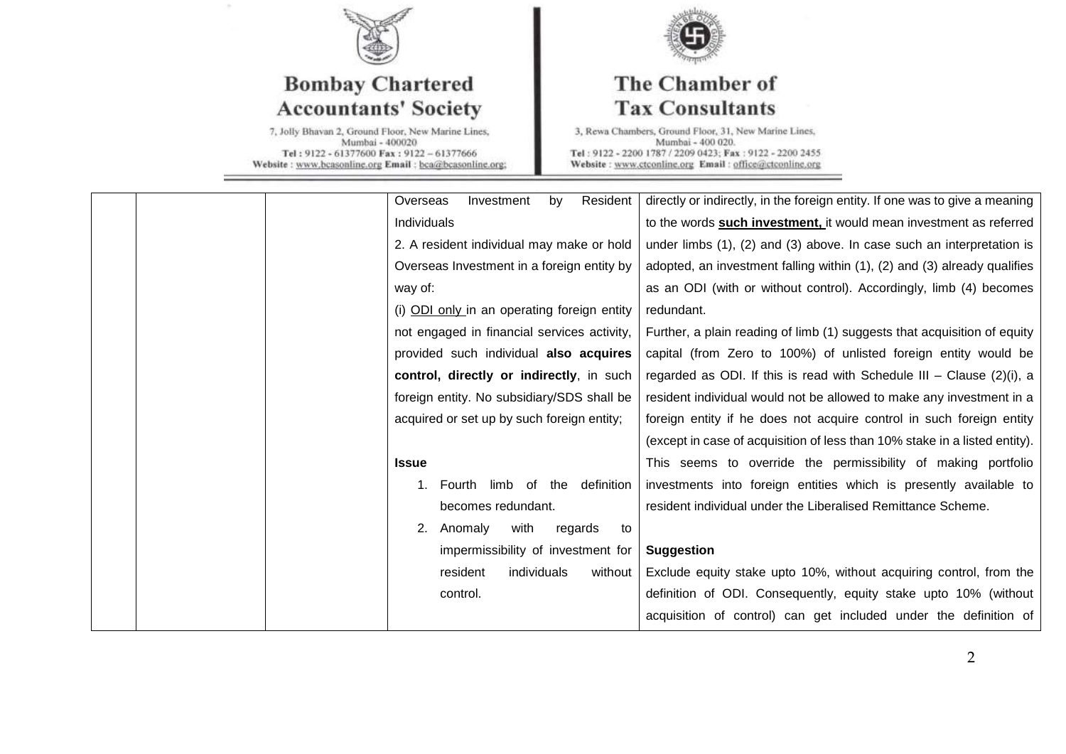| | | | | |
|---|---|---|---|---|
| | | | Overseas Investment by Resident Individuals<br><br>2. A resident individual may make or hold Overseas Investment in a foreign entity by way of:<br><br>(i) ODI only in an operating foreign entity not engaged in financial services activity, provided such individual **also acquires control, directly or indirectly**, in such foreign entity. No subsidiary/SDS shall be acquired or set up by such foreign entity;<br><br>**Issue**<br><br>1. Fourth limb of the definition becomes redundant.<br>2. Anomaly with regards to impermissibility of investment for resident individuals without control. | directly or indirectly, in the foreign entity. If one was to give a meaning to the words **such investment,** it would mean investment as referred under limbs (1), (2) and (3) above. In case such an interpretation is adopted, an investment falling within (1), (2) and (3) already qualifies as an ODI (with or without control). Accordingly, limb (4) becomes redundant.<br><br>Further, a plain reading of limb (1) suggests that acquisition of equity capital (from Zero to 100%) of unlisted foreign entity would be regarded as ODI. If this is read with Schedule III – Clause (2)(i), a resident individual would not be allowed to make any investment in a foreign entity if he does not acquire control in such foreign entity (except in case of acquisition of less than 10% stake in a listed entity). This seems to override the permissibility of making portfolio investments into foreign entities which is presently available to resident individual under the Liberalised Remittance Scheme.<br><br>**Suggestion**<br><br>Exclude equity stake upto 10%, without acquiring control, from the definition of ODI. Consequently, equity stake upto 10% (without acquisition of control) can get included under the definition of |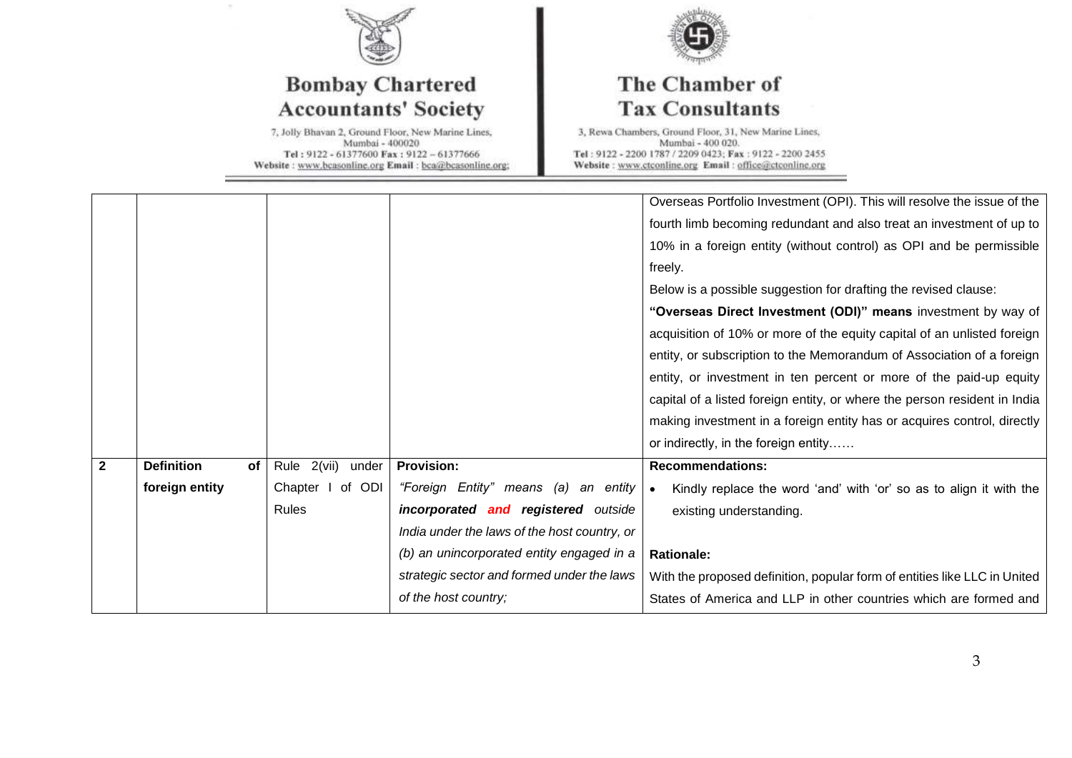| | | | | |
|---|---|---|---|---|
| | | | | Overseas Portfolio Investment (OPI). This will resolve the issue of the fourth limb becoming redundant and also treat an investment of up to 10% in a foreign entity (without control) as OPI and be permissible freely.<br>Below is a possible suggestion for drafting the revised clause:<br>**"Overseas Direct Investment (ODI)" means** investment by way of acquisition of 10% or more of the equity capital of an unlisted foreign entity, or subscription to the Memorandum of Association of a foreign entity, or investment in ten percent or more of the paid-up equity capital of a listed foreign entity, or where the person resident in India making investment in a foreign entity has or acquires control, directly or indirectly, in the foreign entity…… |
| **2** | **Definition of foreign entity** | Rule 2(vii) under Chapter I of ODI Rules | **Provision:**<br>*"Foreign Entity" means (a) an entity* ***incorporated and registered*** *outside India under the laws of the host country, or (b) an unincorporated entity engaged in a strategic sector and formed under the laws of the host country;* | **Recommendations:**<br>• Kindly replace the word 'and' with 'or' so as to align it with the existing understanding.<br><br>**Rationale:**<br>With the proposed definition, popular form of entities like LLC in United States of America and LLP in other countries which are formed and |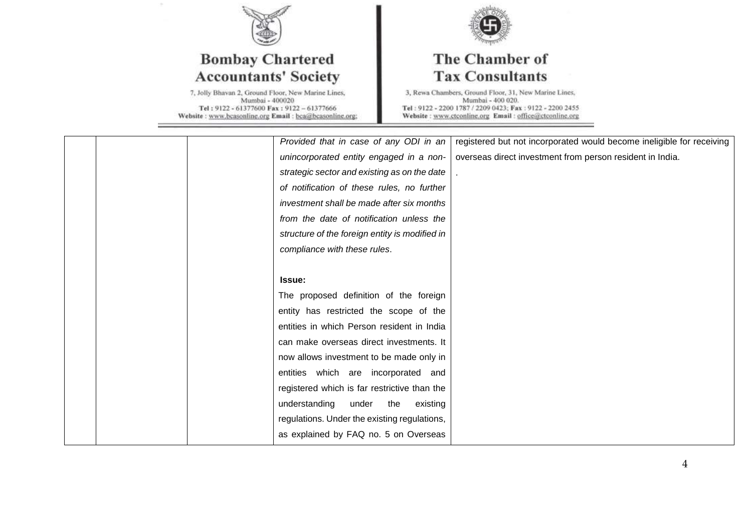| | | | | |
|---|---|---|---|---|
| | | | *Provided that in case of any ODI in an unincorporated entity engaged in a non-strategic sector and existing as on the date of notification of these rules, no further investment shall be made after six months from the date of notification unless the structure of the foreign entity is modified in compliance with these rules*.<br><br>**Issue:**<br>The proposed definition of the foreign entity has restricted the scope of the entities in which Person resident in India can make overseas direct investments. It now allows investment to be made only in entities which are incorporated and registered which is far restrictive than the understanding under the existing regulations. Under the existing regulations, as explained by FAQ no. 5 on Overseas | registered but not incorporated would become ineligible for receiving overseas direct investment from person resident in India.<br>. |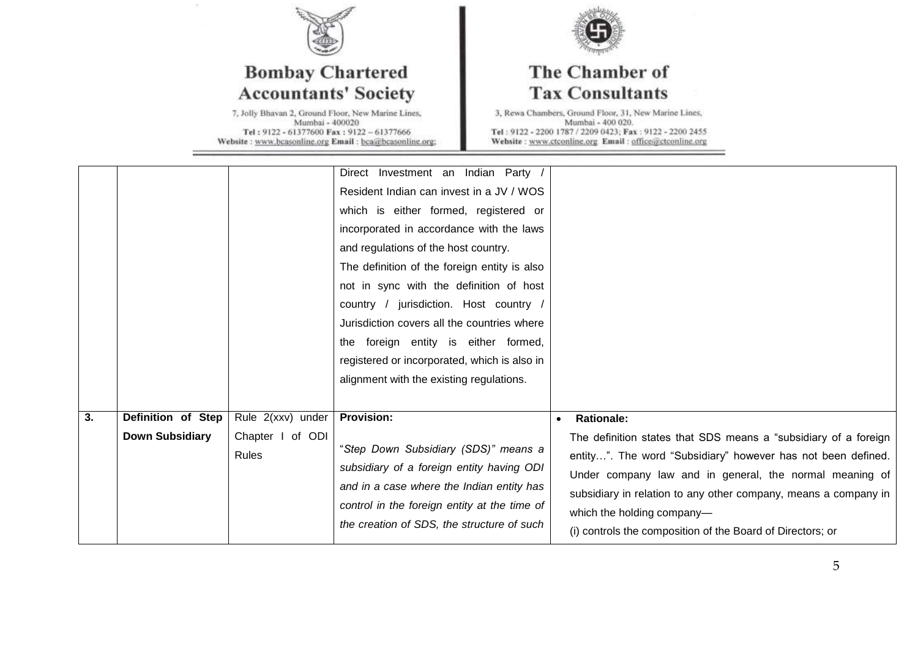| | | | | |
|---|---|---|---|---|
| | | | Direct Investment an Indian Party / Resident Indian can invest in a JV / WOS which is either formed, registered or incorporated in accordance with the laws and regulations of the host country.<br>The definition of the foreign entity is also not in sync with the definition of host country / jurisdiction. Host country / Jurisdiction covers all the countries where the foreign entity is either formed, registered or incorporated, which is also in alignment with the existing regulations. | |
| **3.** | **Definition of Step Down Subsidiary** | Rule 2(xxv) under Chapter I of ODI Rules | **Provision:**<br>"*Step Down Subsidiary (SDS)" means a subsidiary of a foreign entity having ODI and in a case where the Indian entity has control in the foreign entity at the time of the creation of SDS, the structure of such* | • **Rationale:**<br>The definition states that SDS means a "subsidiary of a foreign entity…". The word "Subsidiary" however has not been defined. Under company law and in general, the normal meaning of subsidiary in relation to any other company, means a company in which the holding company—<br>(i) controls the composition of the Board of Directors; or |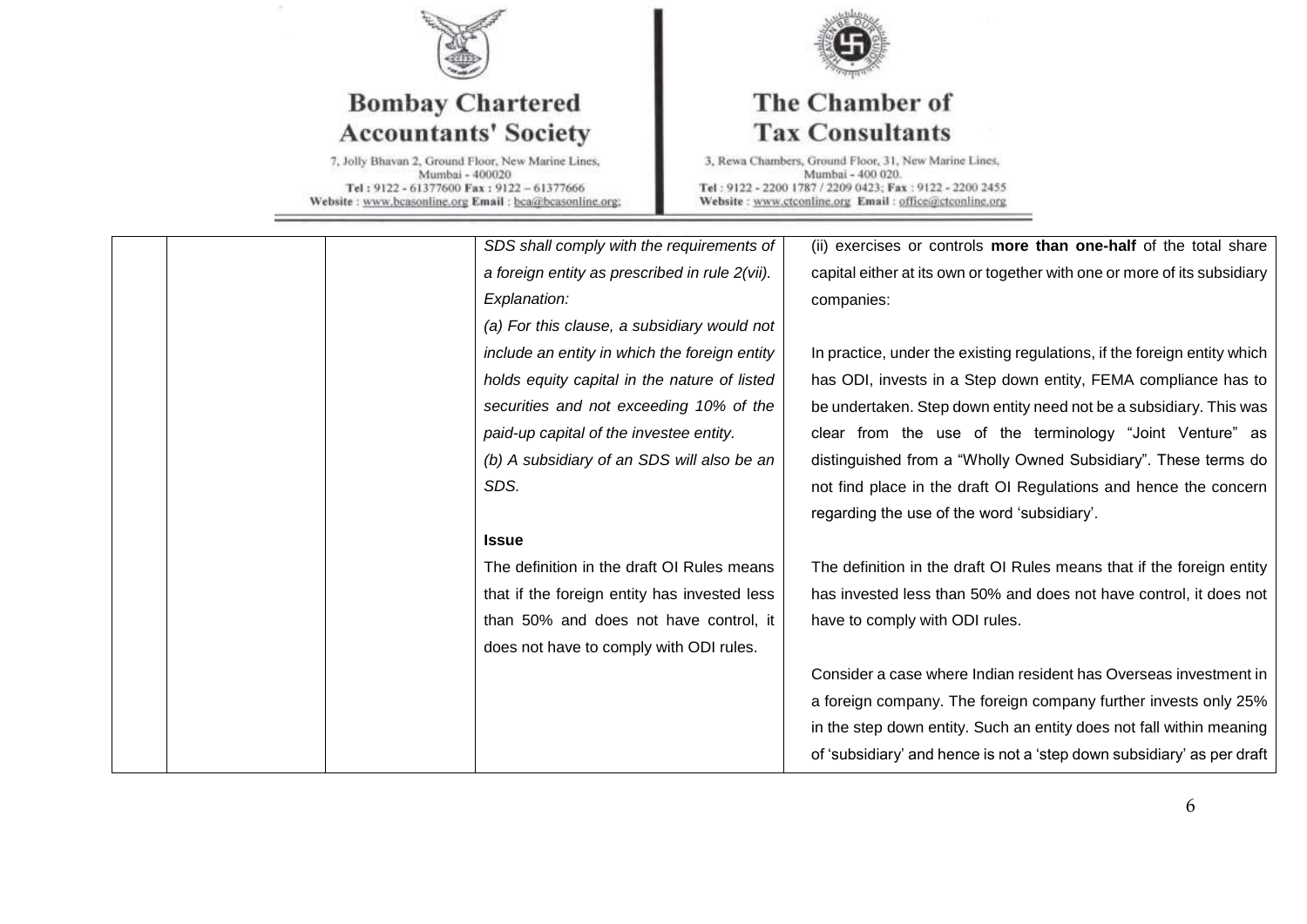| | | | SDS shall comply with the requirements of a foreign entity as prescribed in rule 2(vii).<br>*Explanation:*<br>*(a) For this clause, a subsidiary would not include an entity in which the foreign entity holds equity capital in the nature of listed securities and not exceeding 10% of the paid-up capital of the investee entity.*<br>*(b) A subsidiary of an SDS will also be an SDS.*<br><br>**Issue**<br>The definition in the draft OI Rules means that if the foreign entity has invested less than 50% and does not have control, it does not have to comply with ODI rules. | (ii) exercises or controls **more than one-half** of the total share capital either at its own or together with one or more of its subsidiary companies:<br><br>In practice, under the existing regulations, if the foreign entity which has ODI, invests in a Step down entity, FEMA compliance has to be undertaken. Step down entity need not be a subsidiary. This was clear from the use of the terminology "Joint Venture" as distinguished from a "Wholly Owned Subsidiary". These terms do not find place in the draft OI Regulations and hence the concern regarding the use of the word 'subsidiary'.<br><br>The definition in the draft OI Rules means that if the foreign entity has invested less than 50% and does not have control, it does not have to comply with ODI rules.<br><br>Consider a case where Indian resident has Overseas investment in a foreign company. The foreign company further invests only 25% in the step down entity. Such an entity does not fall within meaning of 'subsidiary' and hence is not a 'step down subsidiary' as per draft |
|---|---|---|---|---|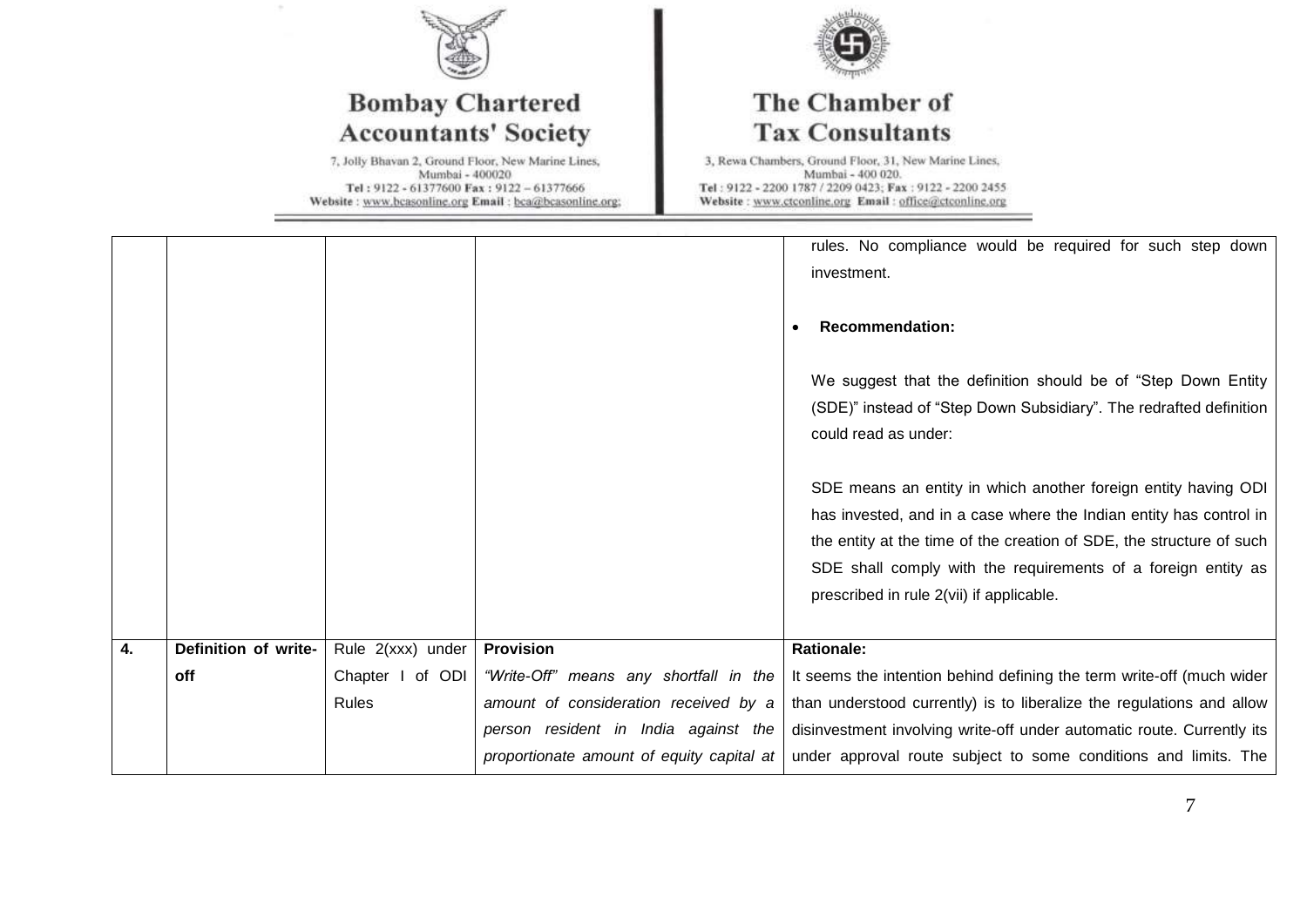| | | | | |
|---|---|---|---|---|
| | | | | rules. No compliance would be required for such step down investment.<br><br>• **Recommendation:**<br><br>We suggest that the definition should be of "Step Down Entity (SDE)" instead of "Step Down Subsidiary". The redrafted definition could read as under:<br><br>SDE means an entity in which another foreign entity having ODI has invested, and in a case where the Indian entity has control in the entity at the time of the creation of SDE, the structure of such SDE shall comply with the requirements of a foreign entity as prescribed in rule 2(vii) if applicable. |
| **4.** | **Definition of write-off** | Rule 2(xxx) under Chapter I of ODI Rules | **Provision**<br>*"Write-Off" means any shortfall in the amount of consideration received by a person resident in India against the proportionate amount of equity capital at* | **Rationale:**<br>It seems the intention behind defining the term write-off (much wider than understood currently) is to liberalize the regulations and allow disinvestment involving write-off under automatic route. Currently its under approval route subject to some conditions and limits. The |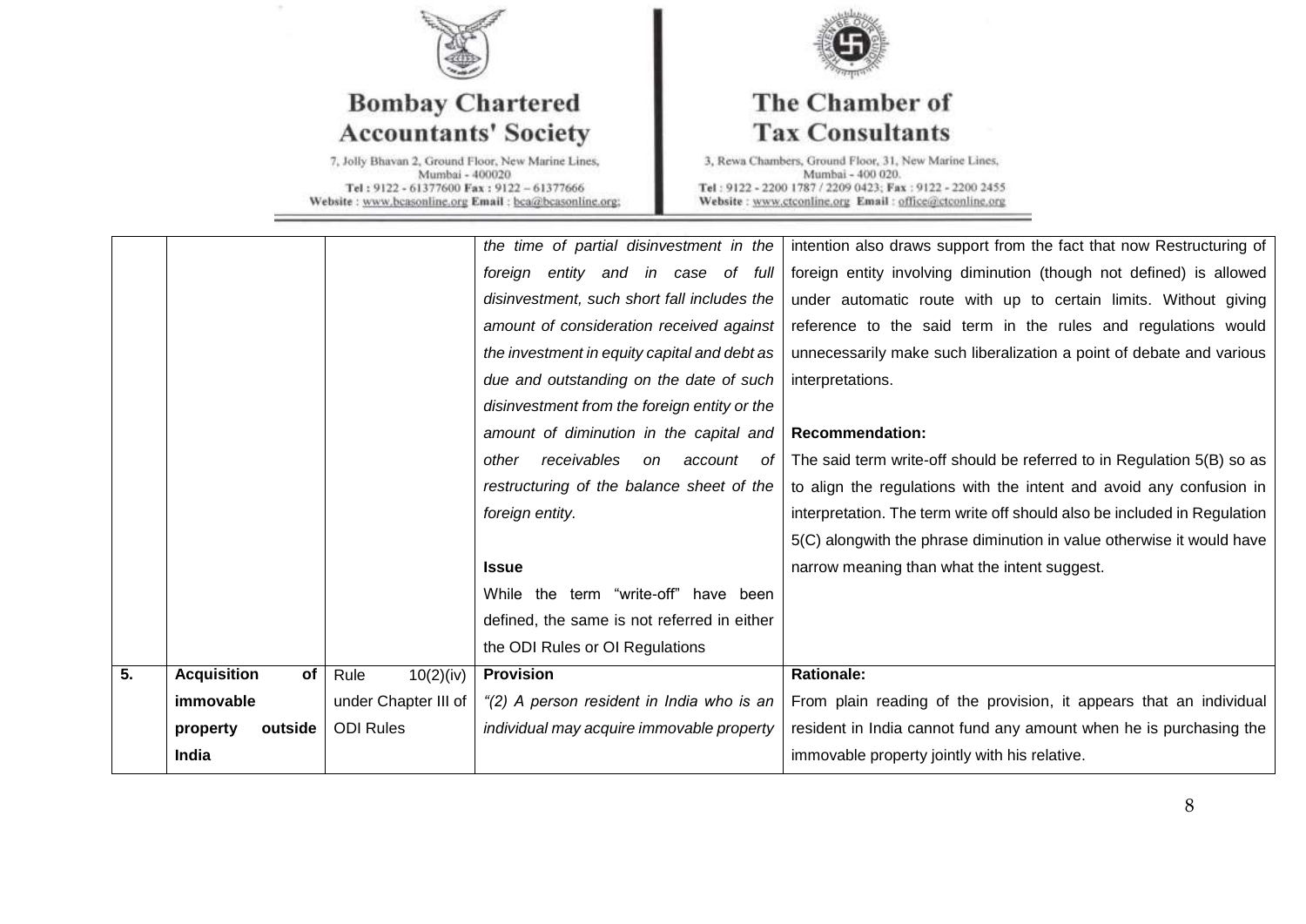| | | | | |
|---|---|---|---|---|
| | | | *the time of partial disinvestment in the foreign entity and in case of full disinvestment, such short fall includes the amount of consideration received against the investment in equity capital and debt as due and outstanding on the date of such disinvestment from the foreign entity or the amount of diminution in the capital and other receivables on account of restructuring of the balance sheet of the foreign entity.*<br><br>**Issue**<br>While the term "write-off" have been defined, the same is not referred in either the ODI Rules or OI Regulations | intention also draws support from the fact that now Restructuring of foreign entity involving diminution (though not defined) is allowed under automatic route with up to certain limits. Without giving reference to the said term in the rules and regulations would unnecessarily make such liberalization a point of debate and various interpretations.<br><br>**Recommendation:**<br>The said term write-off should be referred to in Regulation 5(B) so as to align the regulations with the intent and avoid any confusion in interpretation. The term write off should also be included in Regulation 5(C) alongwith the phrase diminution in value otherwise it would have narrow meaning than what the intent suggest. |
| **5.** | **Acquisition of immovable property outside India** | Rule 10(2)(iv) under Chapter III of ODI Rules | **Provision**<br>*"(2) A person resident in India who is an individual may acquire immovable property* | **Rationale:**<br>From plain reading of the provision, it appears that an individual resident in India cannot fund any amount when he is purchasing the immovable property jointly with his relative. |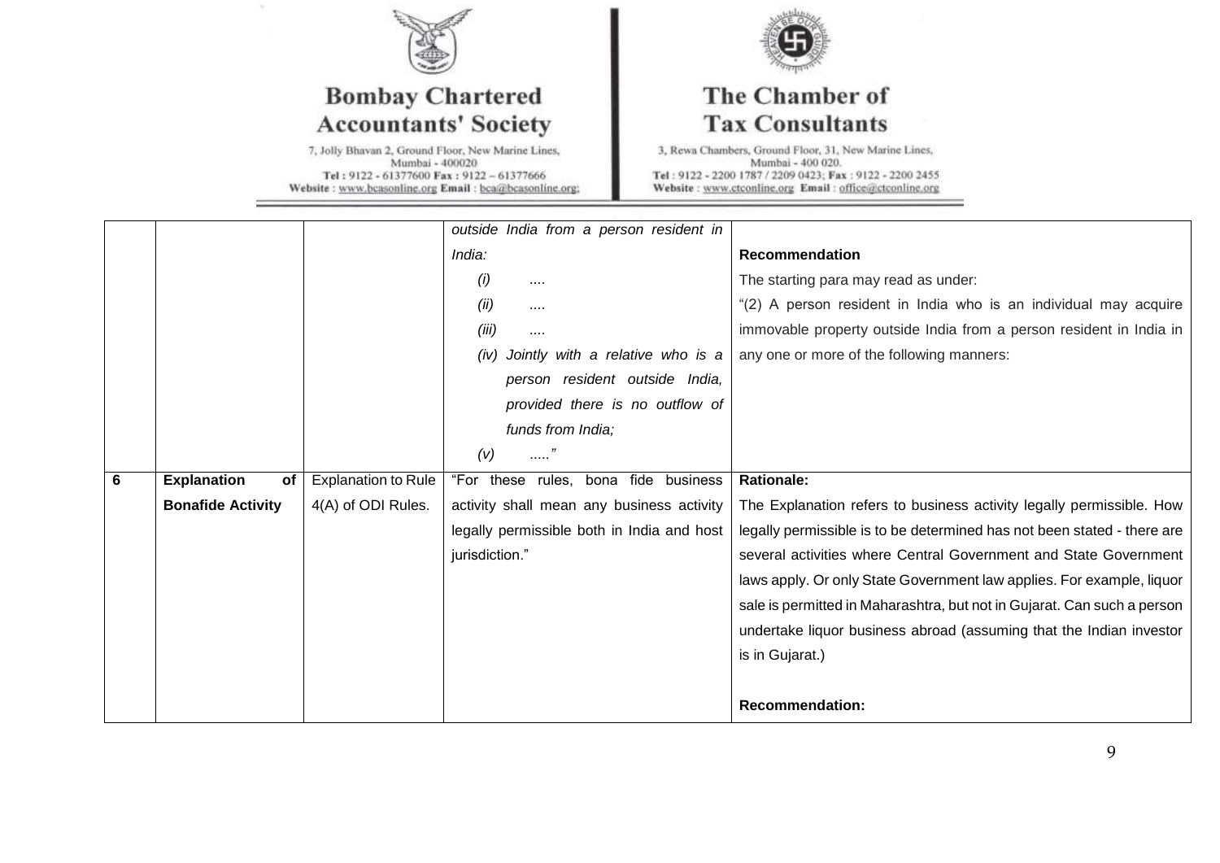| | | | | |
|---|---|---|---|---|
| | | | *outside India from a person resident in India:*<br>*(i) ....*<br>*(ii) ....*<br>*(iii) ....*<br>*(iv) Jointly with a relative who is a person resident outside India, provided there is no outflow of funds from India;*<br>*(v) .....*" | **Recommendation**<br>The starting para may read as under:<br>"(2) A person resident in India who is an individual may acquire immovable property outside India from a person resident in India in any one or more of the following manners: |
| **6** | **Explanation of Bonafide Activity** | Explanation to Rule 4(A) of ODI Rules. | "For these rules, bona fide business activity shall mean any business activity legally permissible both in India and host jurisdiction." | **Rationale:**<br>The Explanation refers to business activity legally permissible. How legally permissible is to be determined has not been stated - there are several activities where Central Government and State Government laws apply. Or only State Government law applies. For example, liquor sale is permitted in Maharashtra, but not in Gujarat. Can such a person undertake liquor business abroad (assuming that the Indian investor is in Gujarat.)<br><br>**Recommendation:** |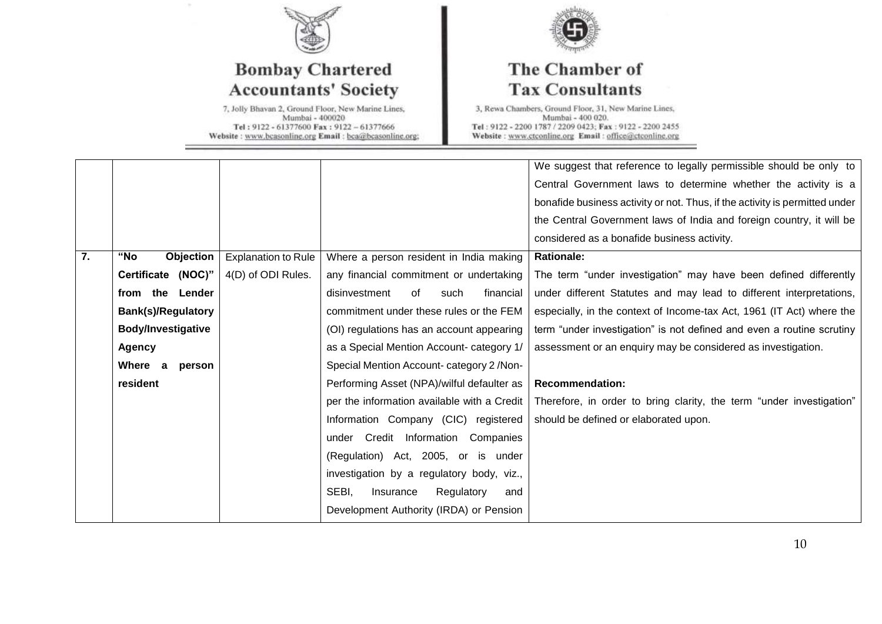| | | | | |
|---|---|---|---|---|
| | | | | We suggest that reference to legally permissible should be only to Central Government laws to determine whether the activity is a bonafide business activity or not. Thus, if the activity is permitted under the Central Government laws of India and foreign country, it will be considered as a bonafide business activity. |
| **7.** | **"No Objection Certificate (NOC)" from the Lender Bank(s)/Regulatory Body/Investigative Agency Where a person resident** | Explanation to Rule 4(D) of ODI Rules. | Where a person resident in India making any financial commitment or undertaking disinvestment of such financial commitment under these rules or the FEM (OI) regulations has an account appearing as a Special Mention Account- category 1/ Special Mention Account- category 2 /Non-Performing Asset (NPA)/wilful defaulter as per the information available with a Credit Information Company (CIC) registered under Credit Information Companies (Regulation) Act, 2005, or is under investigation by a regulatory body, viz., SEBI, Insurance Regulatory and Development Authority (IRDA) or Pension | **Rationale:**<br>The term "under investigation" may have been defined differently under different Statutes and may lead to different interpretations, especially, in the context of Income-tax Act, 1961 (IT Act) where the term "under investigation" is not defined and even a routine scrutiny assessment or an enquiry may be considered as investigation.<br><br>**Recommendation:**<br>Therefore, in order to bring clarity, the term "under investigation" should be defined or elaborated upon. |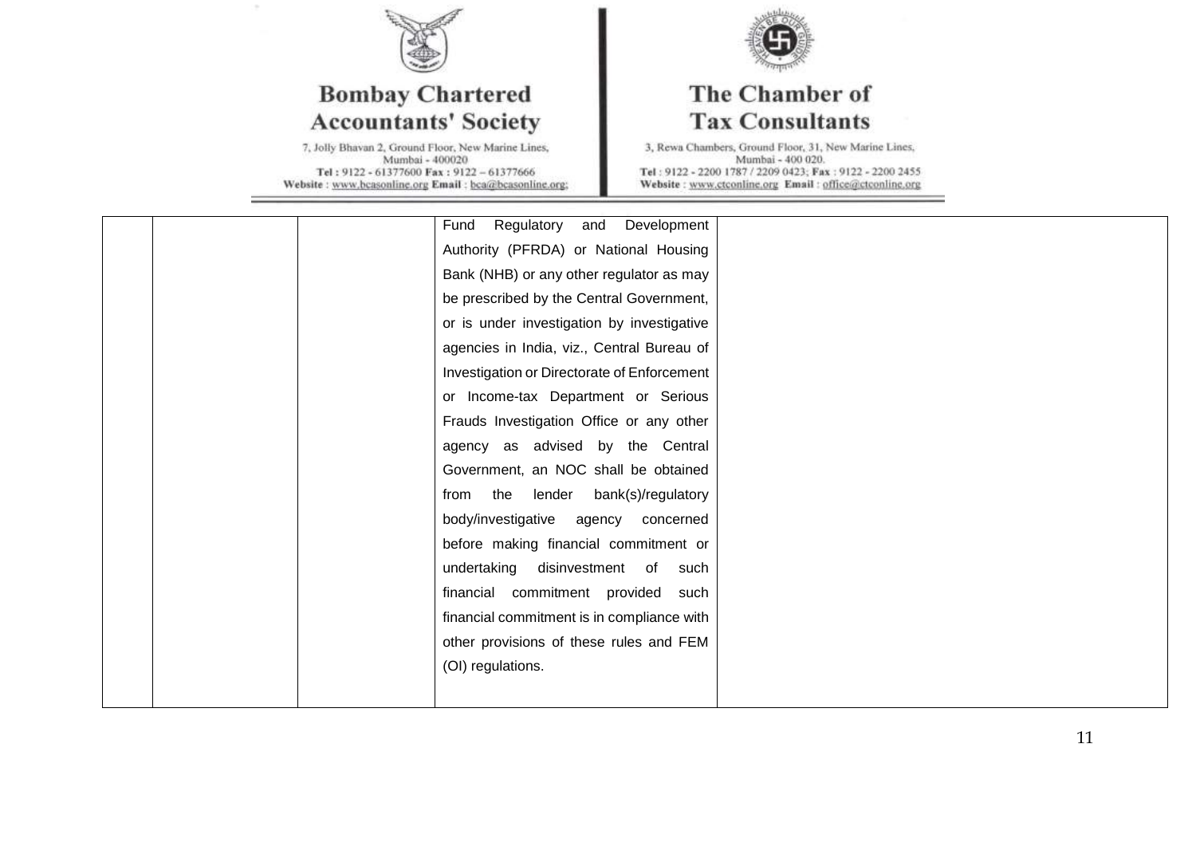|  |  |  | Fund Regulatory and Development Authority (PFRDA) or National Housing Bank (NHB) or any other regulator as may be prescribed by the Central Government, or is under investigation by investigative agencies in India, viz., Central Bureau of Investigation or Directorate of Enforcement or Income-tax Department or Serious Frauds Investigation Office or any other agency as advised by the Central Government, an NOC shall be obtained from the lender bank(s)/regulatory body/investigative agency concerned before making financial commitment or undertaking disinvestment of such financial commitment provided such financial commitment is in compliance with other provisions of these rules and FEM (OI) regulations. |  |
|---|---|---|---|---|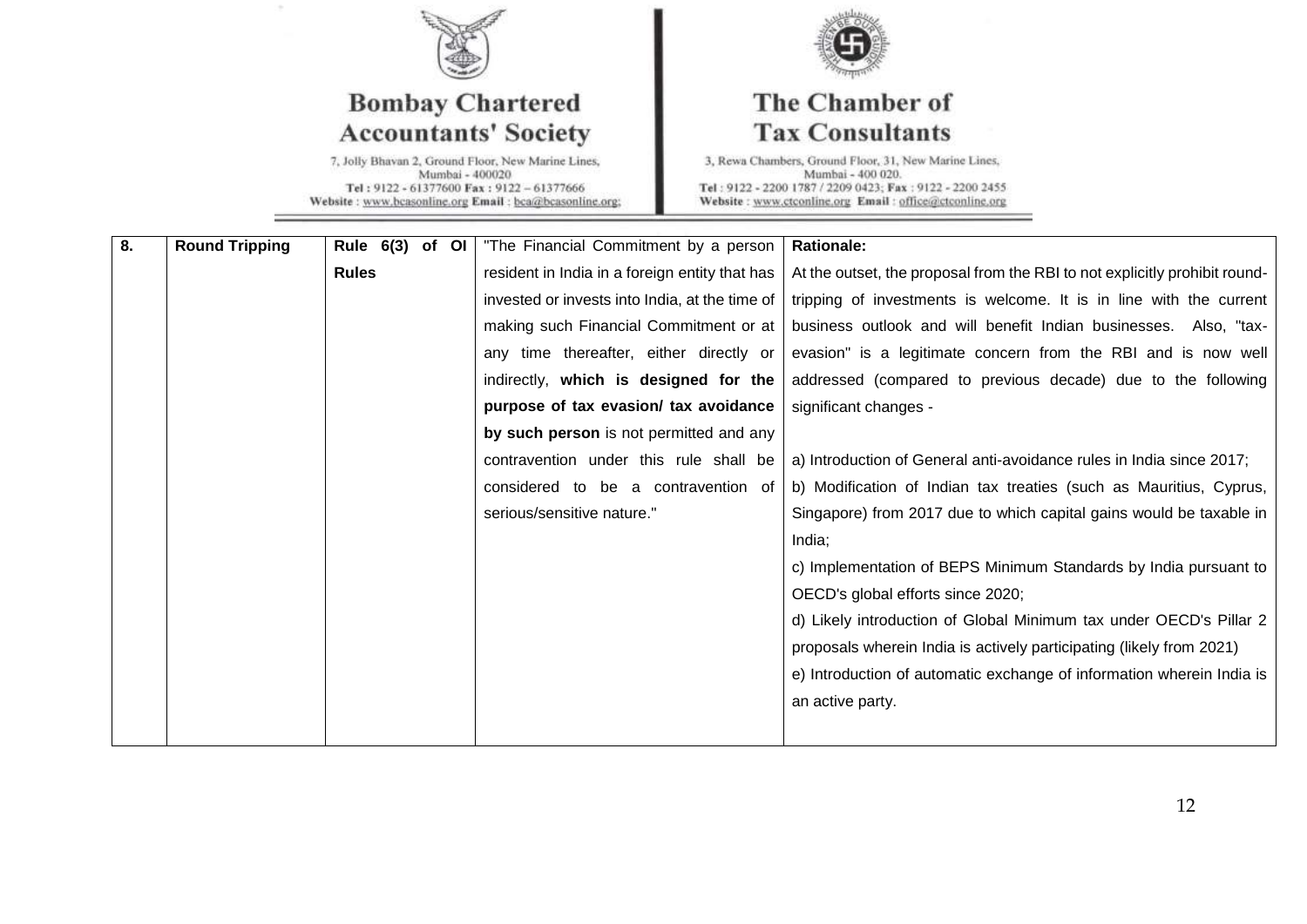| 8. | Round Tripping | Rule 6(3) of OI Rules | "The Financial Commitment by a person resident in India in a foreign entity that has invested or invests into India, at the time of making such Financial Commitment or at any time thereafter, either directly or indirectly, **which is designed for the purpose of tax evasion/ tax avoidance by such person** is not permitted and any contravention under this rule shall be considered to be a contravention of serious/sensitive nature." | **Rationale:**<br>At the outset, the proposal from the RBI to not explicitly prohibit round-tripping of investments is welcome. It is in line with the current business outlook and will benefit Indian businesses. Also, "tax-evasion" is a legitimate concern from the RBI and is now well addressed (compared to previous decade) due to the following significant changes -<br><br>a) Introduction of General anti-avoidance rules in India since 2017;<br>b) Modification of Indian tax treaties (such as Mauritius, Cyprus, Singapore) from 2017 due to which capital gains would be taxable in India;<br>c) Implementation of BEPS Minimum Standards by India pursuant to OECD's global efforts since 2020;<br>d) Likely introduction of Global Minimum tax under OECD's Pillar 2 proposals wherein India is actively participating (likely from 2021)<br>e) Introduction of automatic exchange of information wherein India is an active party. |
|---|---|---|---|---|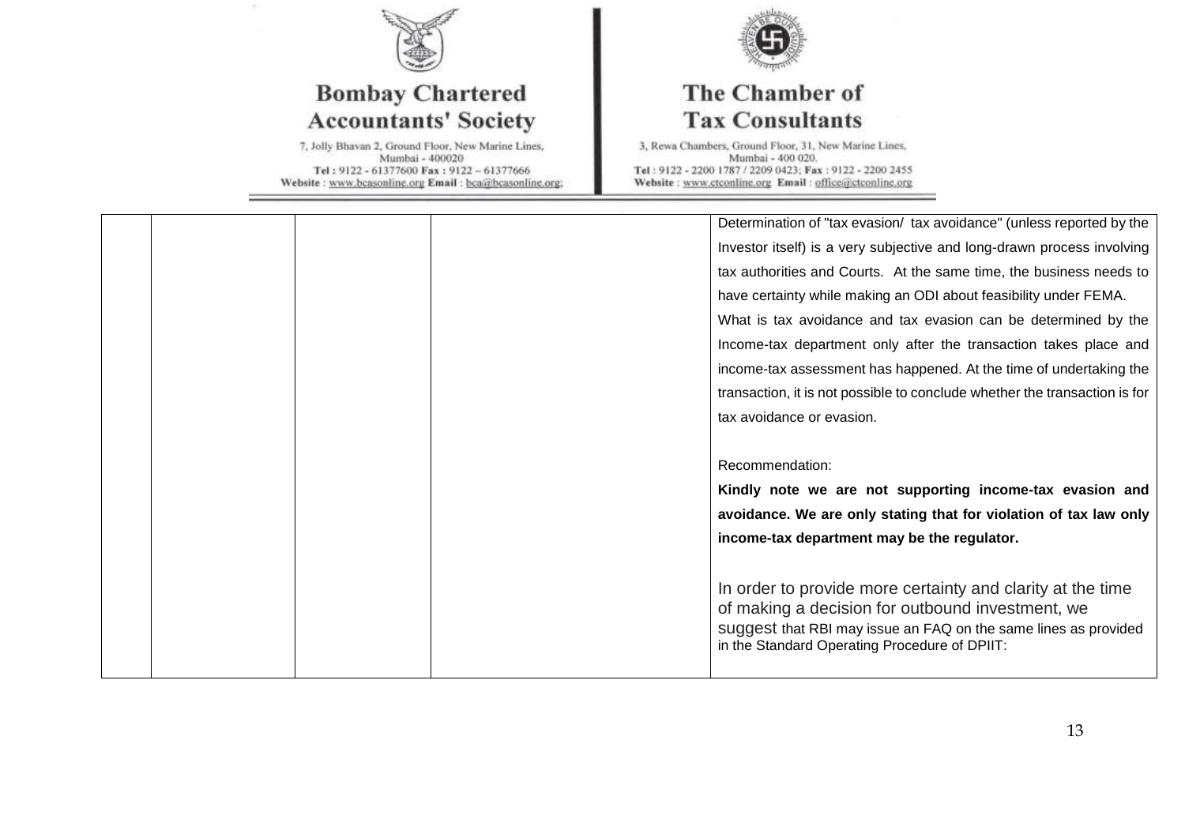| | | | | Determination of "tax evasion/ tax avoidance" (unless reported by the Investor itself) is a very subjective and long-drawn process involving tax authorities and Courts. At the same time, the business needs to have certainty while making an ODI about feasibility under FEMA.<br>What is tax avoidance and tax evasion can be determined by the Income-tax department only after the transaction takes place and income-tax assessment has happened. At the time of undertaking the transaction, it is not possible to conclude whether the transaction is for tax avoidance or evasion.<br><br>Recommendation:<br>**Kindly note we are not supporting income-tax evasion and avoidance. We are only stating that for violation of tax law only income-tax department may be the regulator.**<br><br>In order to provide more certainty and clarity at the time of making a decision for outbound investment, we suggest that RBI may issue an FAQ on the same lines as provided in the Standard Operating Procedure of DPIIT: |
|---|---|---|---|---|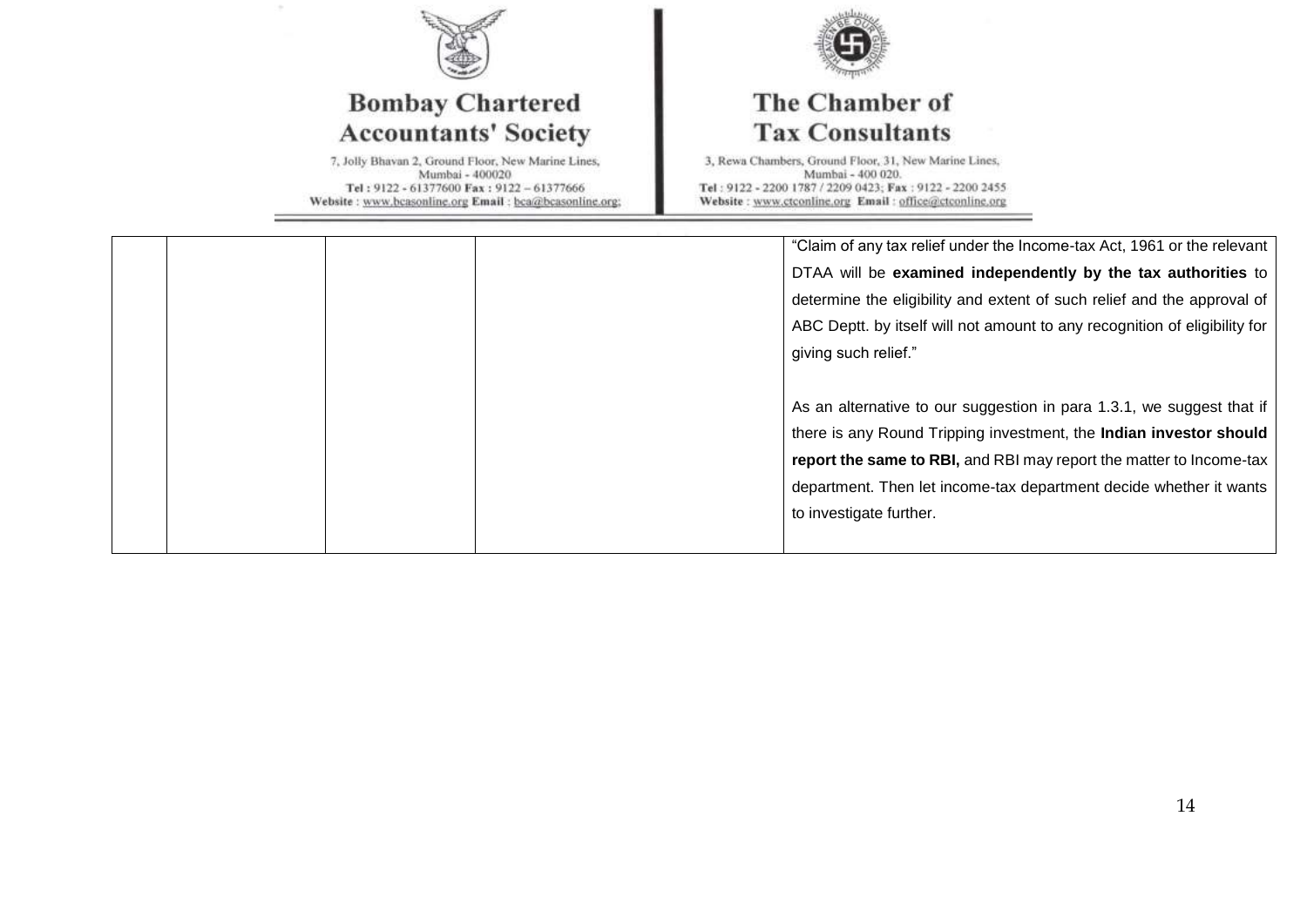| | | | | |
|---|---|---|---|---|
| | | | | "Claim of any tax relief under the Income-tax Act, 1961 or the relevant DTAA will be **examined independently by the tax authorities** to determine the eligibility and extent of such relief and the approval of ABC Deptt. by itself will not amount to any recognition of eligibility for giving such relief."<br><br>As an alternative to our suggestion in para 1.3.1, we suggest that if there is any Round Tripping investment, the **Indian investor should report the same to RBI,** and RBI may report the matter to Income-tax department. Then let income-tax department decide whether it wants to investigate further. |